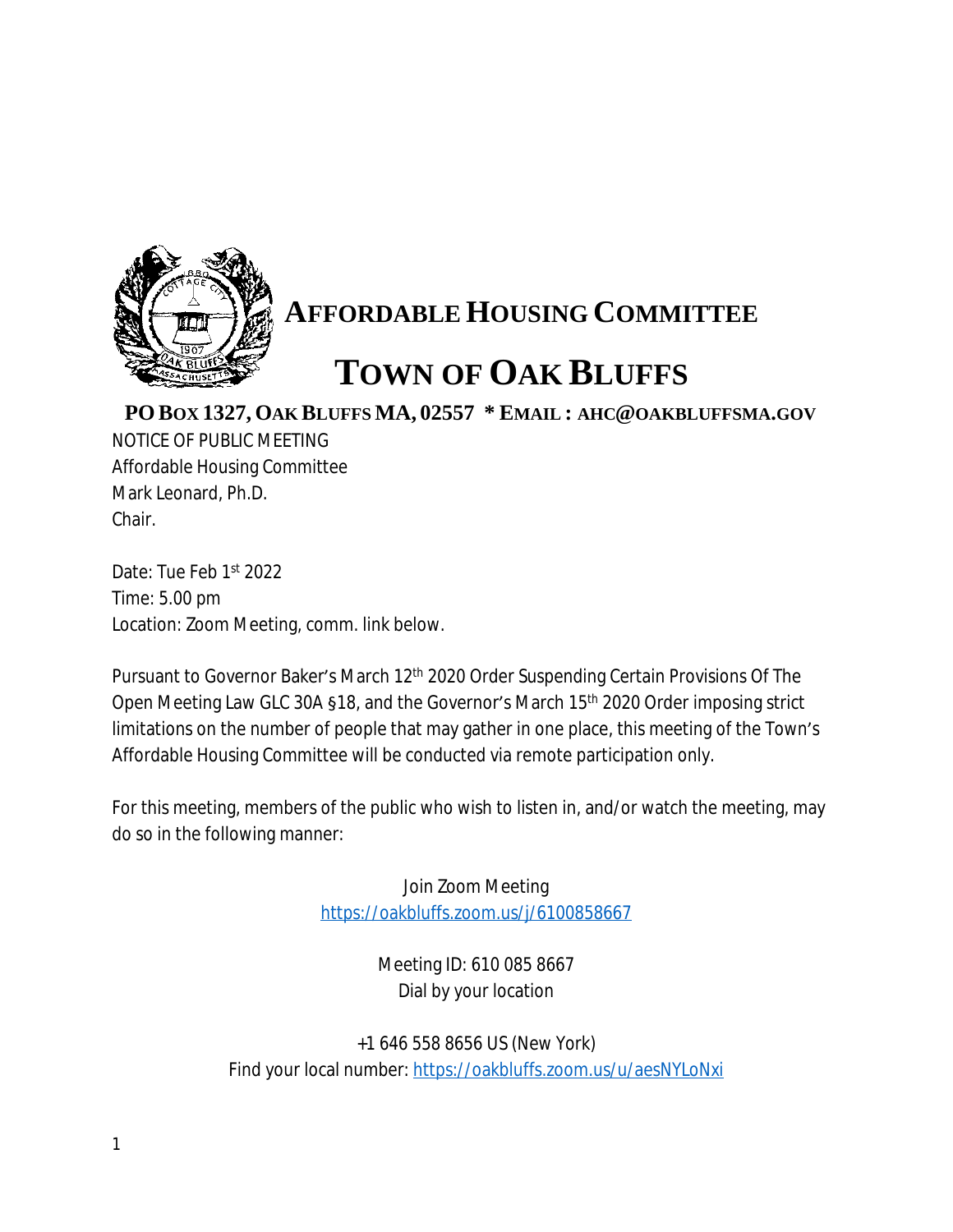# AFFORDABLE HOUSING COMMITTEE

# TOWN OF OAK BLUFFS

**PO BOX 1327, OAK BLUFFS MA, 02557 * EMAIL : AHC@OAKBLUFFSMA.GOV**

NOTICE OF PUBLIC MEETING
Affordable Housing Committee
Mark Leonard, Ph.D.
Chair.

Date: Tue Feb 1st 2022
Time: 5.00 pm
Location: Zoom Meeting, comm. link below.

Pursuant to Governor Baker's March 12th 2020 Order Suspending Certain Provisions Of The Open Meeting Law GLC 30A §18, and the Governor's March 15th 2020 Order imposing strict limitations on the number of people that may gather in one place, this meeting of the Town's Affordable Housing Committee will be conducted via remote participation only.

For this meeting, members of the public who wish to listen in, and/or watch the meeting, may do so in the following manner:

Join Zoom Meeting
https://oakbluffs.zoom.us/j/6100858667

Meeting ID: 610 085 8667
Dial by your location

+1 646 558 8656 US (New York)
Find your local number: https://oakbluffs.zoom.us/u/aesNYLoNxi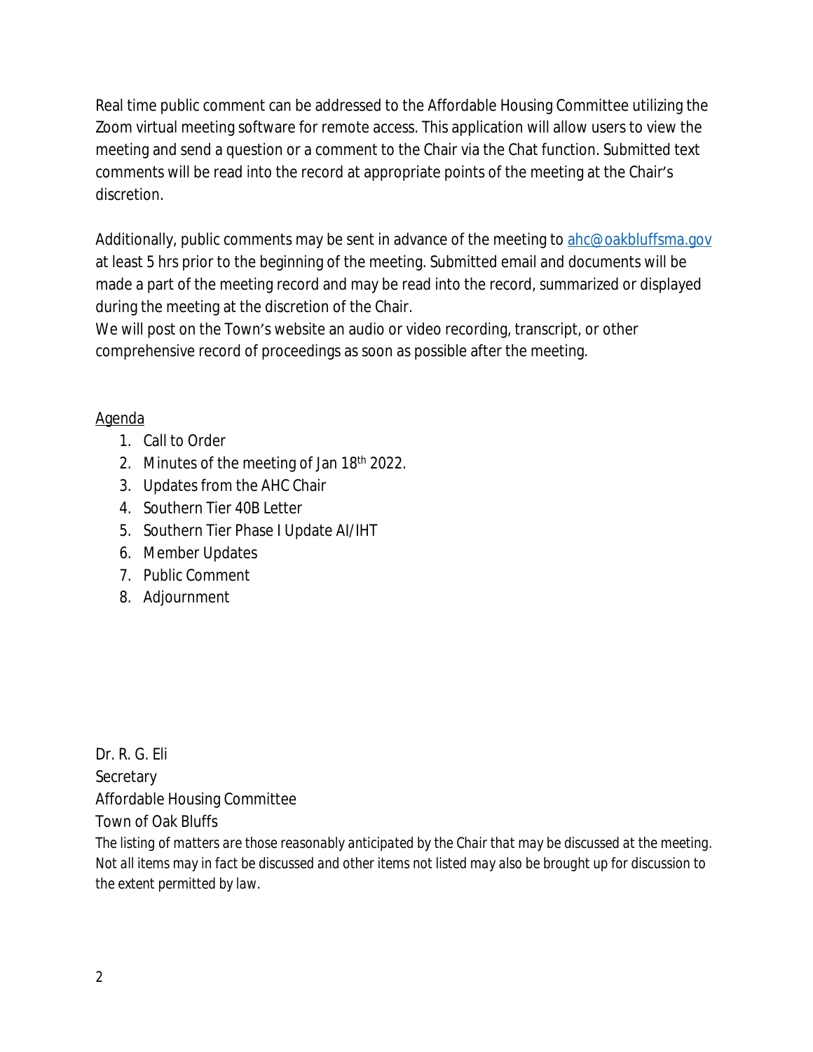Real time public comment can be addressed to the Affordable Housing Committee utilizing the Zoom virtual meeting software for remote access. This application will allow users to view the meeting and send a question or a comment to the Chair via the Chat function. Submitted text comments will be read into the record at appropriate points of the meeting at the Chair's discretion.

Additionally, public comments may be sent in advance of the meeting to [ahc@oakbluffsma.gov](mailto:ahc@oakbluffsma.gov) at least 5 hrs prior to the beginning of the meeting. Submitted email and documents will be made a part of the meeting record and may be read into the record, summarized or displayed during the meeting at the discretion of the Chair.
We will post on the Town's website an audio or video recording, transcript, or other comprehensive record of proceedings as soon as possible after the meeting.

Agenda

1. Call to Order
2. Minutes of the meeting of Jan 18th 2022.
3. Updates from the AHC Chair
4. Southern Tier 40B Letter
5. Southern Tier Phase I Update AI/IHT
6. Member Updates
7. Public Comment
8. Adjournment

Dr. R. G. Eli
Secretary
Affordable Housing Committee
Town of Oak Bluffs

*The listing of matters are those reasonably anticipated by the Chair that may be discussed at the meeting. Not all items may in fact be discussed and other items not listed may also be brought up for discussion to the extent permitted by law.*